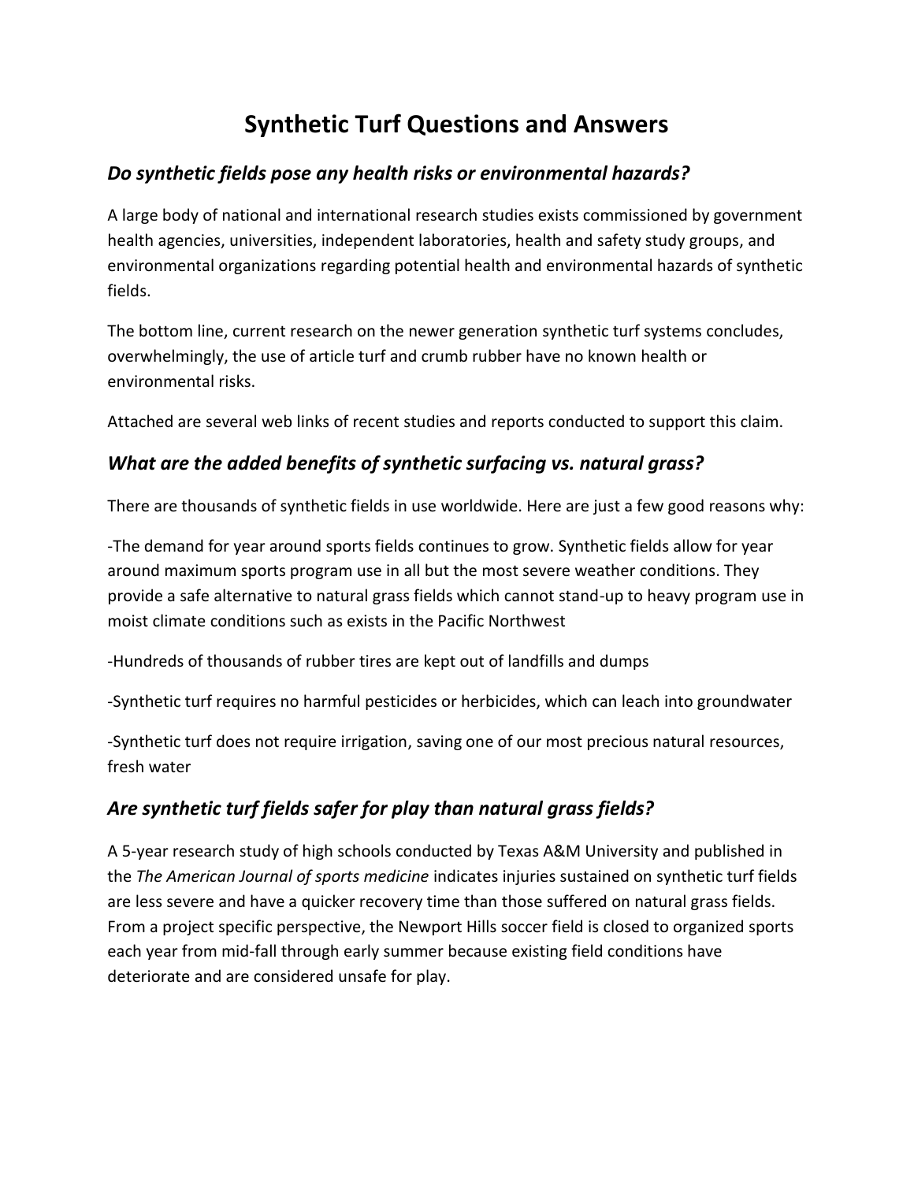# Synthetic Turf Questions and Answers

## *Do synthetic fields pose any health risks or environmental hazards?*

A large body of national and international research studies exists commissioned by government health agencies, universities, independent laboratories, health and safety study groups, and environmental organizations regarding potential health and environmental hazards of synthetic fields.

The bottom line, current research on the newer generation synthetic turf systems concludes, overwhelmingly, the use of article turf and crumb rubber have no known health or environmental risks.

Attached are several web links of recent studies and reports conducted to support this claim.

## *What are the added benefits of synthetic surfacing vs. natural grass?*

There are thousands of synthetic fields in use worldwide. Here are just a few good reasons why:

-The demand for year around sports fields continues to grow. Synthetic fields allow for year around maximum sports program use in all but the most severe weather conditions. They provide a safe alternative to natural grass fields which cannot stand-up to heavy program use in moist climate conditions such as exists in the Pacific Northwest

-Hundreds of thousands of rubber tires are kept out of landfills and dumps

-Synthetic turf requires no harmful pesticides or herbicides, which can leach into groundwater

-Synthetic turf does not require irrigation, saving one of our most precious natural resources, fresh water

## *Are synthetic turf fields safer for play than natural grass fields?*

A 5-year research study of high schools conducted by Texas A&M University and published in the *The American Journal of sports medicine* indicates injuries sustained on synthetic turf fields are less severe and have a quicker recovery time than those suffered on natural grass fields. From a project specific perspective, the Newport Hills soccer field is closed to organized sports each year from mid-fall through early summer because existing field conditions have deteriorate and are considered unsafe for play.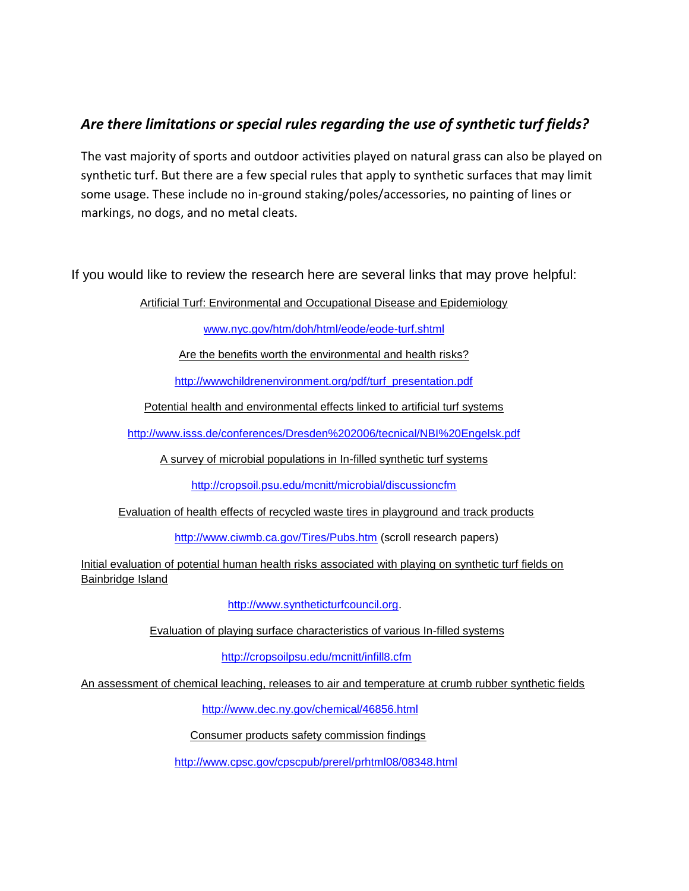### *Are there limitations or special rules regarding the use of synthetic turf fields?*

The vast majority of sports and outdoor activities played on natural grass can also be played on synthetic turf. But there are a few special rules that apply to synthetic surfaces that may limit some usage. These include no in-ground staking/poles/accessories, no painting of lines or markings, no dogs, and no metal cleats.

If you would like to review the research here are several links that may prove helpful:

Artificial Turf: Environmental and Occupational Disease and Epidemiology

www.nyc.gov/htm/doh/html/eode/eode-turf.shtml

Are the benefits worth the environmental and health risks?

http://wwwchildrenenvironment.org/pdf/turf_presentation.pdf

Potential health and environmental effects linked to artificial turf systems

http://www.isss.de/conferences/Dresden%202006/tecnical/NBI%20Engelsk.pdf

A survey of microbial populations in In-filled synthetic turf systems

http://cropsoil.psu.edu/mcnitt/microbial/discussioncfm

Evaluation of health effects of recycled waste tires in playground and track products

http://www.ciwmb.ca.gov/Tires/Pubs.htm (scroll research papers)

Initial evaluation of potential human health risks associated with playing on synthetic turf fields on Bainbridge Island

http://www.syntheticturfcouncil.org.

Evaluation of playing surface characteristics of various In-filled systems

http://cropsoilpsu.edu/mcnitt/infill8.cfm

An assessment of chemical leaching, releases to air and temperature at crumb rubber synthetic fields

http://www.dec.ny.gov/chemical/46856.html

Consumer products safety commission findings

http://www.cpsc.gov/cpscpub/prerel/prhtml08/08348.html